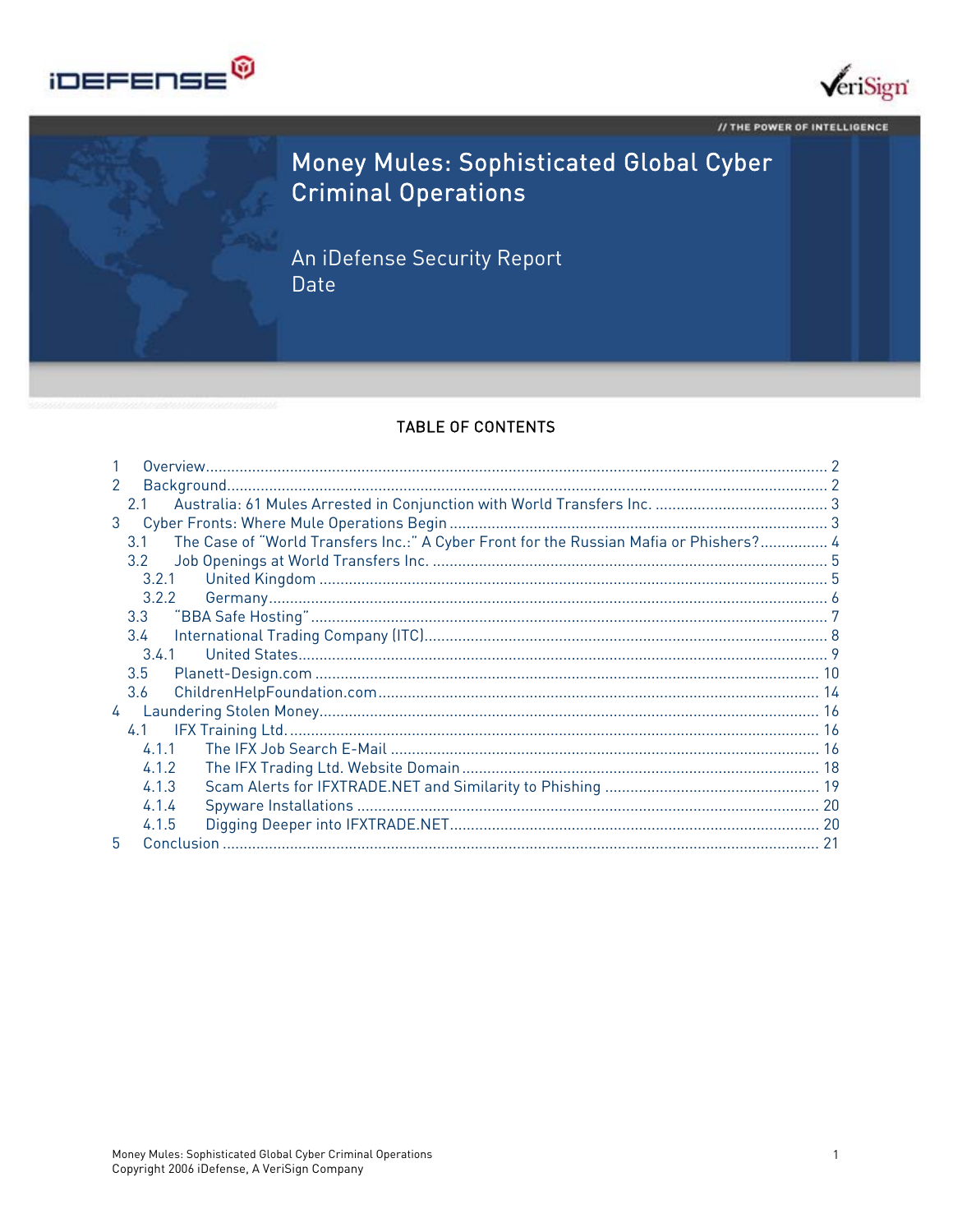iDEFENSE

VeriSign

// THE POWER OF INTELLIGENCE

# Money Mules: Sophisticated Global Cyber Criminal Operations

An iDefense Security Report

Date

## TABLE OF CONTENTS

1 Overview .......... 2
2 Background .......... 2
  2.1 Australia: 61 Mules Arrested in Conjunction with World Transfers Inc. .......... 3
3 Cyber Fronts: Where Mule Operations Begin .......... 3
  3.1 The Case of "World Transfers Inc.:" A Cyber Front for the Russian Mafia or Phishers? .......... 4
  3.2 Job Openings at World Transfers Inc. .......... 5
    3.2.1 United Kingdom .......... 5
    3.2.2 Germany .......... 6
  3.3 "BBA Safe Hosting" .......... 7
  3.4 International Trading Company (ITC) .......... 8
    3.4.1 United States .......... 9
  3.5 Planett-Design.com .......... 10
  3.6 ChildrenHelpFoundation.com .......... 14
4 Laundering Stolen Money .......... 16
  4.1 IFX Training Ltd. .......... 16
    4.1.1 The IFX Job Search E-Mail .......... 16
    4.1.2 The IFX Trading Ltd. Website Domain .......... 18
    4.1.3 Scam Alerts for IFXTRADE.NET and Similarity to Phishing .......... 19
    4.1.4 Spyware Installations .......... 20
    4.1.5 Digging Deeper into IFXTRADE.NET .......... 20
5 Conclusion .......... 21

Money Mules: Sophisticated Global Cyber Criminal Operations
Copyright 2006 iDefense, A VeriSign Company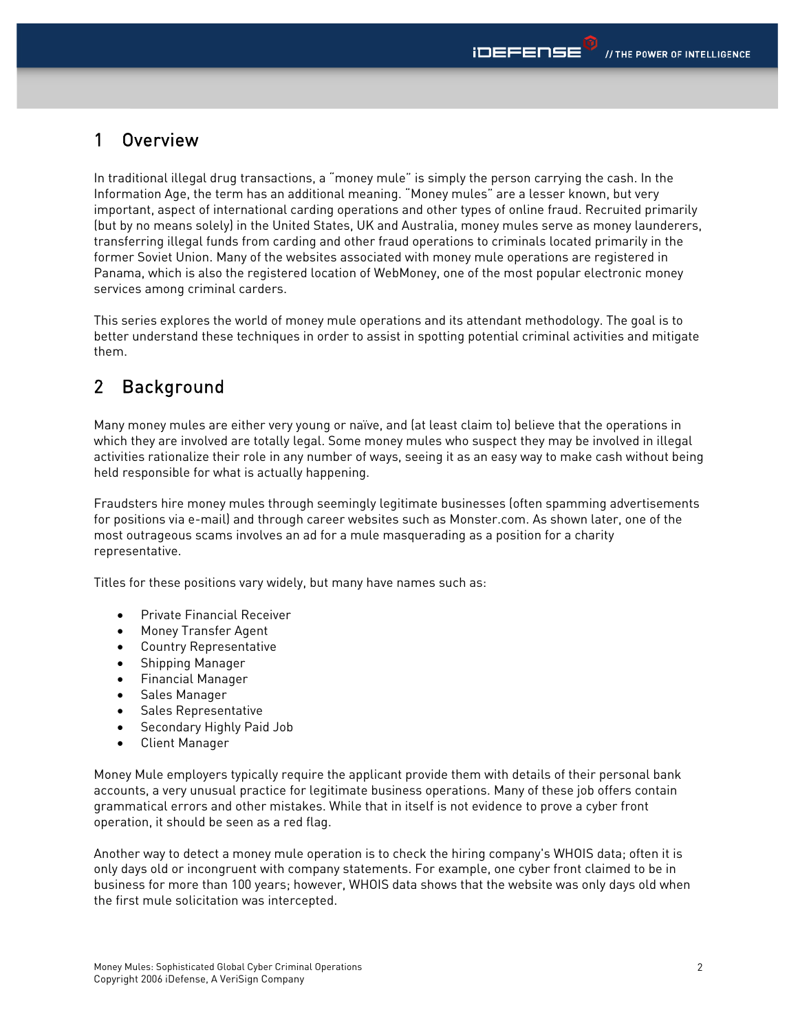## 1 Overview

In traditional illegal drug transactions, a "money mule" is simply the person carrying the cash. In the Information Age, the term has an additional meaning. "Money mules" are a lesser known, but very important, aspect of international carding operations and other types of online fraud. Recruited primarily (but by no means solely) in the United States, UK and Australia, money mules serve as money launderers, transferring illegal funds from carding and other fraud operations to criminals located primarily in the former Soviet Union. Many of the websites associated with money mule operations are registered in Panama, which is also the registered location of WebMoney, one of the most popular electronic money services among criminal carders.

This series explores the world of money mule operations and its attendant methodology. The goal is to better understand these techniques in order to assist in spotting potential criminal activities and mitigate them.

## 2 Background

Many money mules are either very young or naïve, and (at least claim to) believe that the operations in which they are involved are totally legal. Some money mules who suspect they may be involved in illegal activities rationalize their role in any number of ways, seeing it as an easy way to make cash without being held responsible for what is actually happening.

Fraudsters hire money mules through seemingly legitimate businesses (often spamming advertisements for positions via e-mail) and through career websites such as Monster.com. As shown later, one of the most outrageous scams involves an ad for a mule masquerading as a position for a charity representative.

Titles for these positions vary widely, but many have names such as:

- Private Financial Receiver
- Money Transfer Agent
- Country Representative
- Shipping Manager
- Financial Manager
- Sales Manager
- Sales Representative
- Secondary Highly Paid Job
- Client Manager

Money Mule employers typically require the applicant provide them with details of their personal bank accounts, a very unusual practice for legitimate business operations. Many of these job offers contain grammatical errors and other mistakes. While that in itself is not evidence to prove a cyber front operation, it should be seen as a red flag.

Another way to detect a money mule operation is to check the hiring company's WHOIS data; often it is only days old or incongruent with company statements. For example, one cyber front claimed to be in business for more than 100 years; however, WHOIS data shows that the website was only days old when the first mule solicitation was intercepted.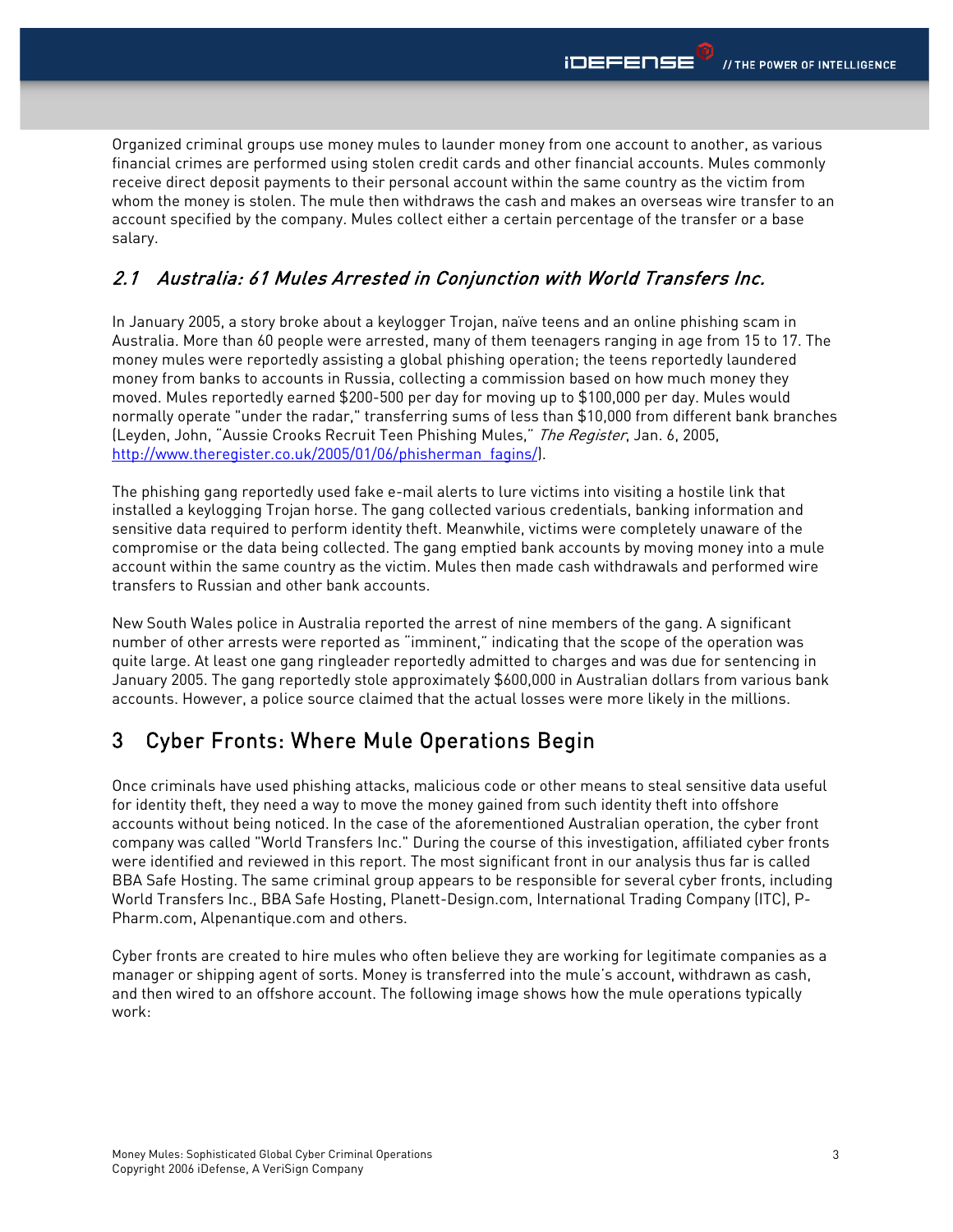Organized criminal groups use money mules to launder money from one account to another, as various financial crimes are performed using stolen credit cards and other financial accounts. Mules commonly receive direct deposit payments to their personal account within the same country as the victim from whom the money is stolen. The mule then withdraws the cash and makes an overseas wire transfer to an account specified by the company. Mules collect either a certain percentage of the transfer or a base salary.

### *2.1 Australia: 61 Mules Arrested in Conjunction with World Transfers Inc.*

In January 2005, a story broke about a keylogger Trojan, naïve teens and an online phishing scam in Australia. More than 60 people were arrested, many of them teenagers ranging in age from 15 to 17. The money mules were reportedly assisting a global phishing operation; the teens reportedly laundered money from banks to accounts in Russia, collecting a commission based on how much money they moved. Mules reportedly earned $200-500 per day for moving up to $100,000 per day. Mules would normally operate "under the radar," transferring sums of less than $10,000 from different bank branches (Leyden, John, "Aussie Crooks Recruit Teen Phishing Mules," *The Register*, Jan. 6, 2005, http://www.theregister.co.uk/2005/01/06/phisherman_fagins/).

The phishing gang reportedly used fake e-mail alerts to lure victims into visiting a hostile link that installed a keylogging Trojan horse. The gang collected various credentials, banking information and sensitive data required to perform identity theft. Meanwhile, victims were completely unaware of the compromise or the data being collected. The gang emptied bank accounts by moving money into a mule account within the same country as the victim. Mules then made cash withdrawals and performed wire transfers to Russian and other bank accounts.

New South Wales police in Australia reported the arrest of nine members of the gang. A significant number of other arrests were reported as "imminent," indicating that the scope of the operation was quite large. At least one gang ringleader reportedly admitted to charges and was due for sentencing in January 2005. The gang reportedly stole approximately $600,000 in Australian dollars from various bank accounts. However, a police source claimed that the actual losses were more likely in the millions.

## 3 Cyber Fronts: Where Mule Operations Begin

Once criminals have used phishing attacks, malicious code or other means to steal sensitive data useful for identity theft, they need a way to move the money gained from such identity theft into offshore accounts without being noticed. In the case of the aforementioned Australian operation, the cyber front company was called "World Transfers Inc." During the course of this investigation, affiliated cyber fronts were identified and reviewed in this report. The most significant front in our analysis thus far is called BBA Safe Hosting. The same criminal group appears to be responsible for several cyber fronts, including World Transfers Inc., BBA Safe Hosting, Planett-Design.com, International Trading Company (ITC), P-Pharm.com, Alpenantique.com and others.

Cyber fronts are created to hire mules who often believe they are working for legitimate companies as a manager or shipping agent of sorts. Money is transferred into the mule's account, withdrawn as cash, and then wired to an offshore account. The following image shows how the mule operations typically work: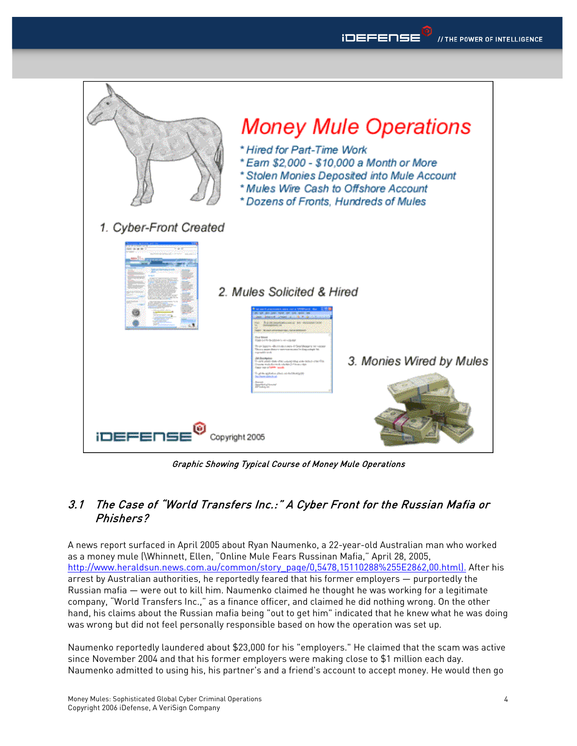Money Mule Operations

* Hired for Part-Time Work
* Earn $2,000 - $10,000 a Month or More
* Stolen Monies Deposited into Mule Account
* Mules Wire Cash to Offshore Account
* Dozens of Fronts, Hundreds of Mules

1. Cyber-Front Created

2. Mules Solicited & Hired

3. Monies Wired by Mules

iDEFENSE Copyright 2005

*Graphic Showing Typical Course of Money Mule Operations*

### 3.1 The Case of "World Transfers Inc.:" A Cyber Front for the Russian Mafia or Phishers?

A news report surfaced in April 2005 about Ryan Naumenko, a 22-year-old Australian man who worked as a money mule (\Whinnett, Ellen, "Online Mule Fears Russinan Mafia," April 28, 2005, http://www.heraldsun.news.com.au/common/story_page/0,5478,15110288%255E2862,00.html). After his arrest by Australian authorities, he reportedly feared that his former employers — purportedly the Russian mafia — were out to kill him. Naumenko claimed he thought he was working for a legitimate company, "World Transfers Inc.," as a finance officer, and claimed he did nothing wrong. On the other hand, his claims about the Russian mafia being "out to get him" indicated that he knew what he was doing was wrong but did not feel personally responsible based on how the operation was set up.

Naumenko reportedly laundered about $23,000 for his "employers." He claimed that the scam was active since November 2004 and that his former employers were making close to $1 million each day. Naumenko admitted to using his, his partner's and a friend's account to accept money. He would then go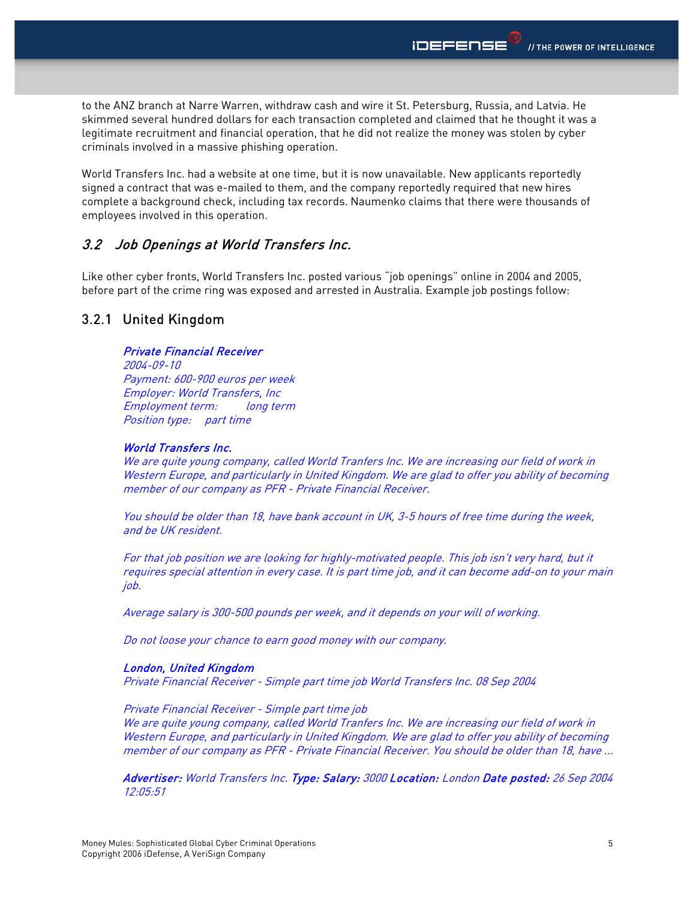to the ANZ branch at Narre Warren, withdraw cash and wire it St. Petersburg, Russia, and Latvia. He skimmed several hundred dollars for each transaction completed and claimed that he thought it was a legitimate recruitment and financial operation, that he did not realize the money was stolen by cyber criminals involved in a massive phishing operation.

World Transfers Inc. had a website at one time, but it is now unavailable. New applicants reportedly signed a contract that was e-mailed to them, and the company reportedly required that new hires complete a background check, including tax records. Naumenko claims that there were thousands of employees involved in this operation.

## *3.2 Job Openings at World Transfers Inc.*

Like other cyber fronts, World Transfers Inc. posted various "job openings" online in 2004 and 2005, before part of the crime ring was exposed and arrested in Australia. Example job postings follow:

### 3.2.1 United Kingdom

> ***Private Financial Receiver***
> *2004-09-10*
> *Payment: 600-900 euros per week*
> *Employer: World Transfers, Inc*
> *Employment term: long term*
> *Position type: part time*
>
> ***World Transfers Inc.***
> *We are quite young company, called World Tranfers Inc. We are increasing our field of work in Western Europe, and particularly in United Kingdom. We are glad to offer you ability of becoming member of our company as PFR - Private Financial Receiver.*
>
> *You should be older than 18, have bank account in UK, 3-5 hours of free time during the week, and be UK resident.*
>
> *For that job position we are looking for highly-motivated people. This job isn't very hard, but it requires special attention in every case. It is part time job, and it can become add-on to your main job.*
>
> *Average salary is 300-500 pounds per week, and it depends on your will of working.*
>
> *Do not loose your chance to earn good money with our company.*
>
> ***London, United Kingdom***
> *Private Financial Receiver - Simple part time job World Transfers Inc. 08 Sep 2004*
>
> *Private Financial Receiver - Simple part time job*
> *We are quite young company, called World Tranfers Inc. We are increasing our field of work in Western Europe, and particularly in United Kingdom. We are glad to offer you ability of becoming member of our company as PFR - Private Financial Receiver. You should be older than 18, have ...*
>
> ***Advertiser:*** *World Transfers Inc.* ***Type: Salary:*** *3000* ***Location:*** *London* ***Date posted:*** *26 Sep 2004 12:05:51*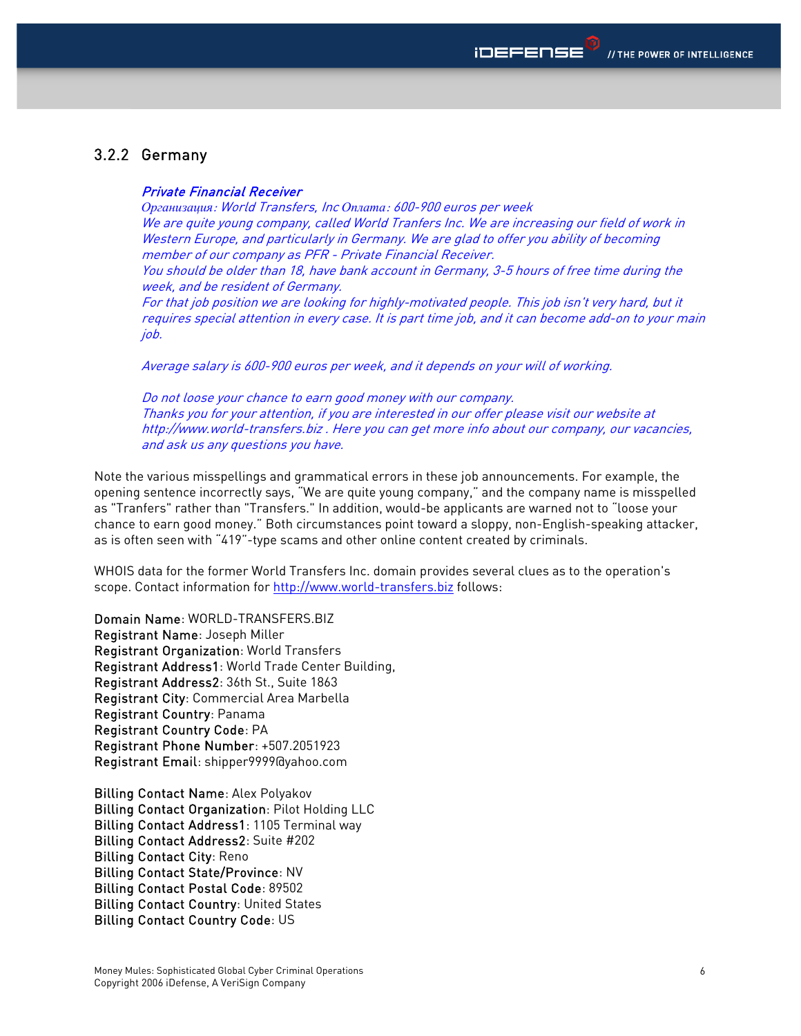### 3.2.2 Germany

> ***Private Financial Receiver***
> *Организация: World Transfers, Inc Оплата: 600-900 euros per week*
> *We are quite young company, called World Tranfers Inc. We are increasing our field of work in Western Europe, and particularly in Germany. We are glad to offer you ability of becoming member of our company as PFR - Private Financial Receiver.*
> *You should be older than 18, have bank account in Germany, 3-5 hours of free time during the week, and be resident of Germany.*
> *For that job position we are looking for highly-motivated people. This job isn't very hard, but it requires special attention in every case. It is part time job, and it can become add-on to your main job.*
>
> *Average salary is 600-900 euros per week, and it depends on your will of working.*
>
> *Do not loose your chance to earn good money with our company.*
> *Thanks you for your attention, if you are interested in our offer please visit our website at http://www.world-transfers.biz . Here you can get more info about our company, our vacancies, and ask us any questions you have.*

Note the various misspellings and grammatical errors in these job announcements. For example, the opening sentence incorrectly says, "We are quite young company," and the company name is misspelled as "Tranfers" rather than "Transfers." In addition, would-be applicants are warned not to "loose your chance to earn good money." Both circumstances point toward a sloppy, non-English-speaking attacker, as is often seen with "419"-type scams and other online content created by criminals.

WHOIS data for the former World Transfers Inc. domain provides several clues as to the operation's scope. Contact information for http://www.world-transfers.biz follows:

Domain Name: WORLD-TRANSFERS.BIZ
Registrant Name: Joseph Miller
Registrant Organization: World Transfers
Registrant Address1: World Trade Center Building,
Registrant Address2: 36th St., Suite 1863
Registrant City: Commercial Area Marbella
Registrant Country: Panama
Registrant Country Code: PA
Registrant Phone Number: +507.2051923
Registrant Email: shipper9999@yahoo.com

Billing Contact Name: Alex Polyakov
Billing Contact Organization: Pilot Holding LLC
Billing Contact Address1: 1105 Terminal way
Billing Contact Address2: Suite #202
Billing Contact City: Reno
Billing Contact State/Province: NV
Billing Contact Postal Code: 89502
Billing Contact Country: United States
Billing Contact Country Code: US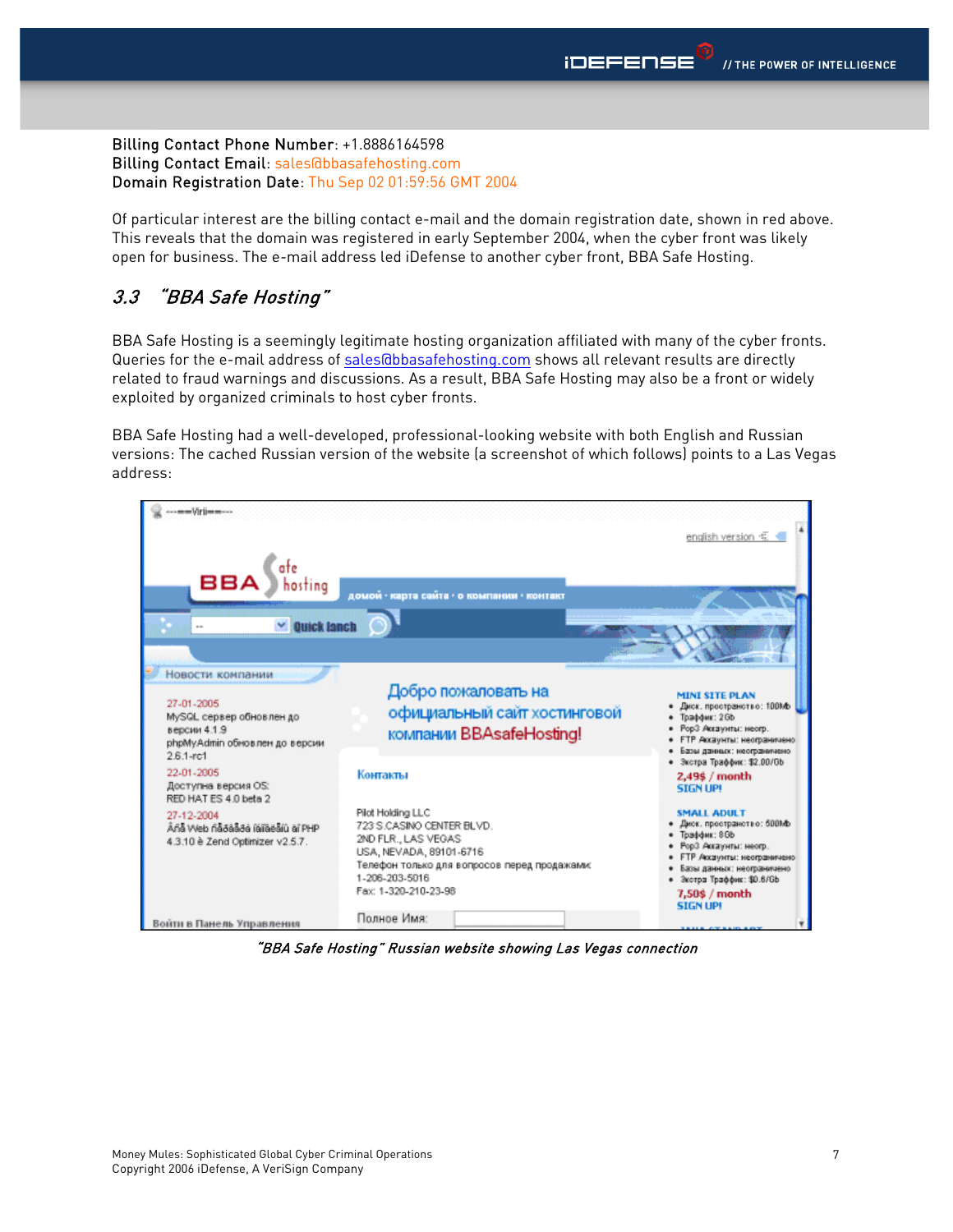**Billing Contact Phone Number**: +1.8886164598
**Billing Contact Email**: sales@bbasafehosting.com
**Domain Registration Date**: Thu Sep 02 01:59:56 GMT 2004

Of particular interest are the billing contact e-mail and the domain registration date, shown in red above. This reveals that the domain was registered in early September 2004, when the cyber front was likely open for business. The e-mail address led iDefense to another cyber front, BBA Safe Hosting.

## 3.3 "BBA Safe Hosting"

BBA Safe Hosting is a seemingly legitimate hosting organization affiliated with many of the cyber fronts. Queries for the e-mail address of sales@bbasafehosting.com shows all relevant results are directly related to fraud warnings and discussions. As a result, BBA Safe Hosting may also be a front or widely exploited by organized criminals to host cyber fronts.

BBA Safe Hosting had a well-developed, professional-looking website with both English and Russian versions: The cached Russian version of the website (a screenshot of which follows) points to a Las Vegas address:

*"BBA Safe Hosting" Russian website showing Las Vegas connection*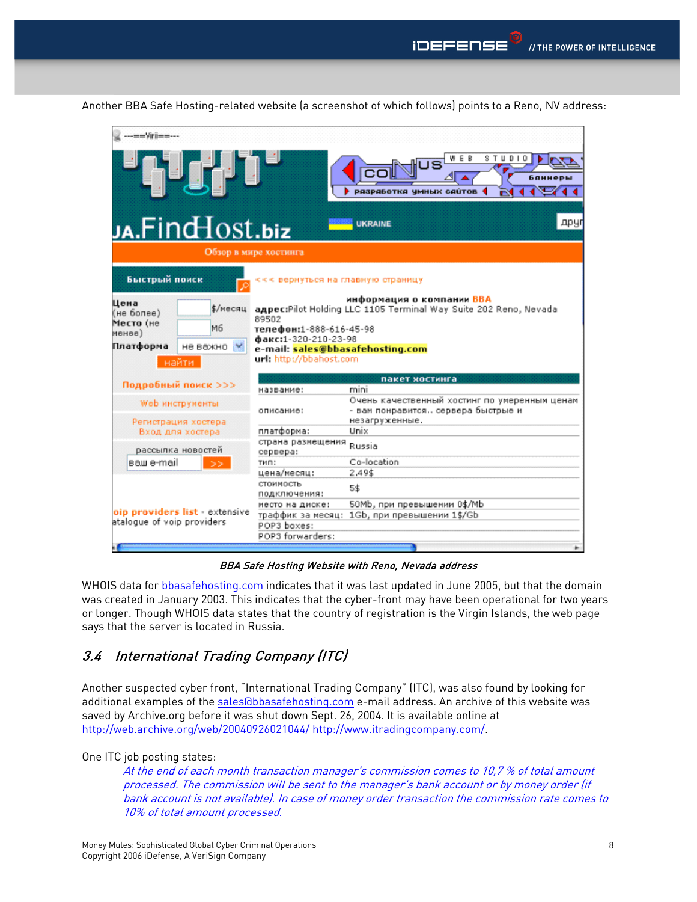Another BBA Safe Hosting-related website (a screenshot of which follows) points to a Reno, NV address:

*BBA Safe Hosting Website with Reno, Nevada address*

WHOIS data for bbasafehosting.com indicates that it was last updated in June 2005, but that the domain was created in January 2003. This indicates that the cyber-front may have been operational for two years or longer. Though WHOIS data states that the country of registration is the Virgin Islands, the web page says that the server is located in Russia.

## 3.4 International Trading Company (ITC)

Another suspected cyber front, "International Trading Company" (ITC), was also found by looking for additional examples of the sales@bbasafehosting.com e-mail address. An archive of this website was saved by Archive.org before it was shut down Sept. 26, 2004. It is available online at http://web.archive.org/web/20040926021044/ http://www.itradingcompany.com/.

One ITC job posting states:

> *At the end of each month transaction manager's commission comes to 10,7 % of total amount processed. The commission will be sent to the manager's bank account or by money order (if bank account is not available). In case of money order transaction the commission rate comes to 10% of total amount processed.*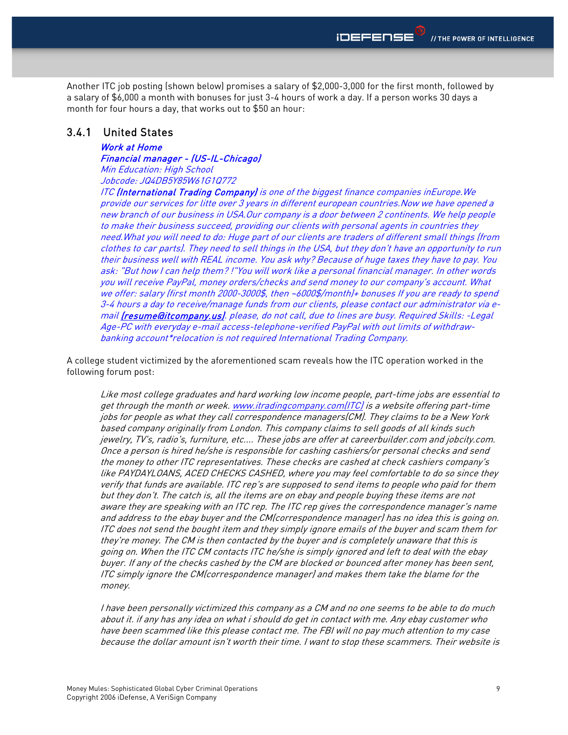Another ITC job posting (shown below) promises a salary of $2,000-3,000 for the first month, followed by a salary of $6,000 a month with bonuses for just 3-4 hours of work a day. If a person works 30 days a month for four hours a day, that works out to $50 an hour:

### 3.4.1 United States

> ***Work at Home***
> ***Financial manager - (US-IL-Chicago)***
> *Min Education: High School*
> *Jobcode: JQ4DB5Y85W61G1Q772*
> *ITC **(International Trading Company)** is one of the biggest finance companies inEurope.We provide our services for litte over 3 years in different european countries.Now we have opened a new branch of our business in USA.Our company is a door between 2 continents. We help people to make their business succeed, providing our clients with personal agents in countries they need.What you will need to do: Huge part of our clients are traders of different small things (from clothes to car parts). They need to sell things in the USA, but they don't have an opportunity to run their business well with REAL income. You ask why? Because of huge taxes they have to pay. You ask: "But how I can help them? !"You will work like a personal financial manager. In other words you will receive PayPal, money orders/checks and send money to our company's account. What we offer: salary (first month 2000-3000$, then ~6000$/month)+ bonuses If you are ready to spend 3-4 hours a day to receive/manage funds from our clients, please contact our administrator via e-mail **(resume@itcompany.us)**. please, do not call, due to lines are busy. Required Skills: -Legal Age-PC with everyday e-mail access-telephone-verified PayPal with out limits of withdraw-banking account\*relocation is not required International Trading Company.*

A college student victimized by the aforementioned scam reveals how the ITC operation worked in the following forum post:

> *Like most college graduates and hard working low income people, part-time jobs are essential to get through the month or week. www.itradingcompany.com(ITC) is a website offering part-time jobs for people as what they call correspondence managers(CM). They claims to be a New York based company originally from London. This company claims to sell goods of all kinds such jewelry, TV's, radio's, furniture, etc.... These jobs are offer at careerbuilder.com and jobcity.com. Once a person is hired he/she is responsible for cashing cashiers/or personal checks and send the money to other ITC representatives. These checks are cashed at check cashiers company's like PAYDAYLOANS, ACED CHECKS CASHED, where you may feel comfortable to do so since they verify that funds are available. ITC rep's are supposed to send items to people who paid for them but they don't. The catch is, all the items are on ebay and people buying these items are not aware they are speaking with an ITC rep. The ITC rep gives the correspondence manager's name and address to the ebay buyer and the CM(correspondence manager) has no idea this is going on. ITC does not send the bought item and they simply ignore emails of the buyer and scam them for they're money. The CM is then contacted by the buyer and is completely unaware that this is going on. When the ITC CM contacts ITC he/she is simply ignored and left to deal with the ebay buyer. If any of the checks cashed by the CM are blocked or bounced after money has been sent, ITC simply ignore the CM(correspondence manager) and makes them take the blame for the money.*
>
> *I have been personally victimized this company as a CM and no one seems to be able to do much about it. if any has any idea on what i should do get in contact with me. Any ebay customer who have been scammed like this please contact me. The FBI will no pay much attention to my case because the dollar amount isn't worth their time. I want to stop these scammers. Their website is*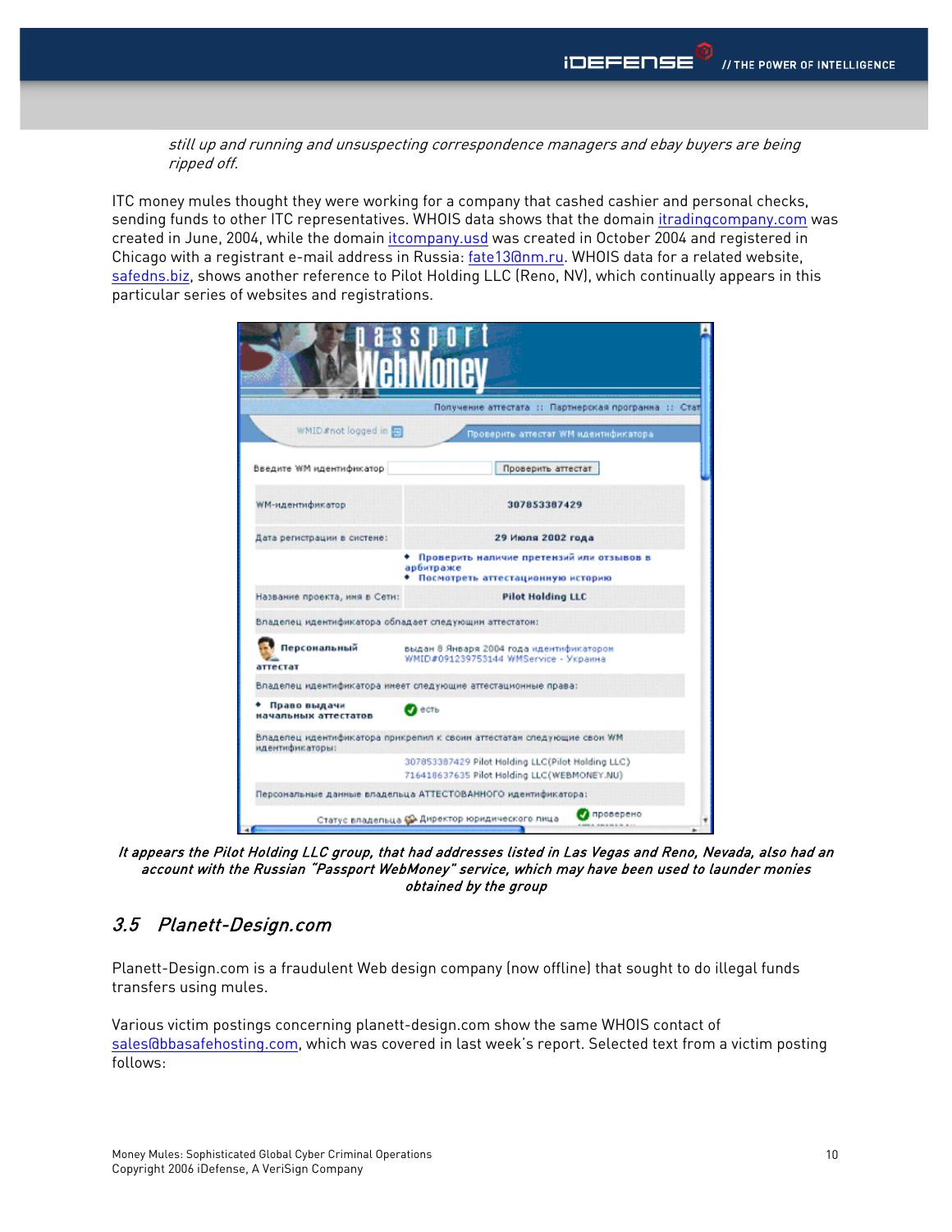*still up and running and unsuspecting correspondence managers and ebay buyers are being ripped off.*

ITC money mules thought they were working for a company that cashed cashier and personal checks, sending funds to other ITC representatives. WHOIS data shows that the domain itradingcompany.com was created in June, 2004, while the domain itcompany.usd was created in October 2004 and registered in Chicago with a registrant e-mail address in Russia: fate13@nm.ru. WHOIS data for a related website, safedns.biz, shows another reference to Pilot Holding LLC (Reno, NV), which continually appears in this particular series of websites and registrations.

*It appears the Pilot Holding LLC group, that had addresses listed in Las Vegas and Reno, Nevada, also had an account with the Russian "Passport WebMoney" service, which may have been used to launder monies obtained by the group*

## 3.5 Planett-Design.com

Planett-Design.com is a fraudulent Web design company (now offline) that sought to do illegal funds transfers using mules.

Various victim postings concerning planett-design.com show the same WHOIS contact of sales@bbasafehosting.com, which was covered in last week's report. Selected text from a victim posting follows: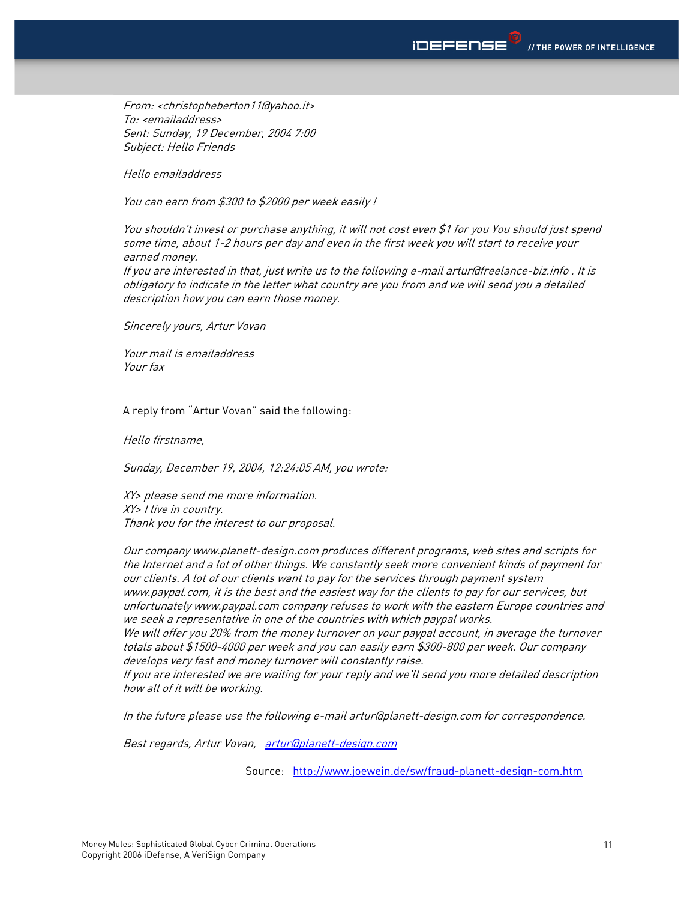*From: <christopheberton11@yahoo.it>*
*To: <emailaddress>*
*Sent: Sunday, 19 December, 2004 7:00*
*Subject: Hello Friends*

*Hello emailaddress*

*You can earn from $300 to $2000 per week easily !*

*You shouldn't invest or purchase anything, it will not cost even $1 for you You should just spend some time, about 1-2 hours per day and even in the first week you will start to receive your earned money.*
*If you are interested in that, just write us to the following e-mail artur@freelance-biz.info . It is obligatory to indicate in the letter what country are you from and we will send you a detailed description how you can earn those money.*

*Sincerely yours, Artur Vovan*

*Your mail is emailaddress*
*Your fax*

A reply from "Artur Vovan" said the following:

*Hello firstname,*

*Sunday, December 19, 2004, 12:24:05 AM, you wrote:*

*XY> please send me more information.*
*XY> I live in country.*
*Thank you for the interest to our proposal.*

*Our company www.planett-design.com produces different programs, web sites and scripts for the Internet and a lot of other things. We constantly seek more convenient kinds of payment for our clients. A lot of our clients want to pay for the services through payment system www.paypal.com, it is the best and the easiest way for the clients to pay for our services, but unfortunately www.paypal.com company refuses to work with the eastern Europe countries and we seek a representative in one of the countries with which paypal works.*
*We will offer you 20% from the money turnover on your paypal account, in average the turnover totals about $1500-4000 per week and you can easily earn $300-800 per week. Our company develops very fast and money turnover will constantly raise.*
*If you are interested we are waiting for your reply and we'll send you more detailed description how all of it will be working.*

*In the future please use the following e-mail artur@planett-design.com for correspondence.*

*Best regards, Artur Vovan, artur@planett-design.com*

Source: http://www.joewein.de/sw/fraud-planett-design-com.htm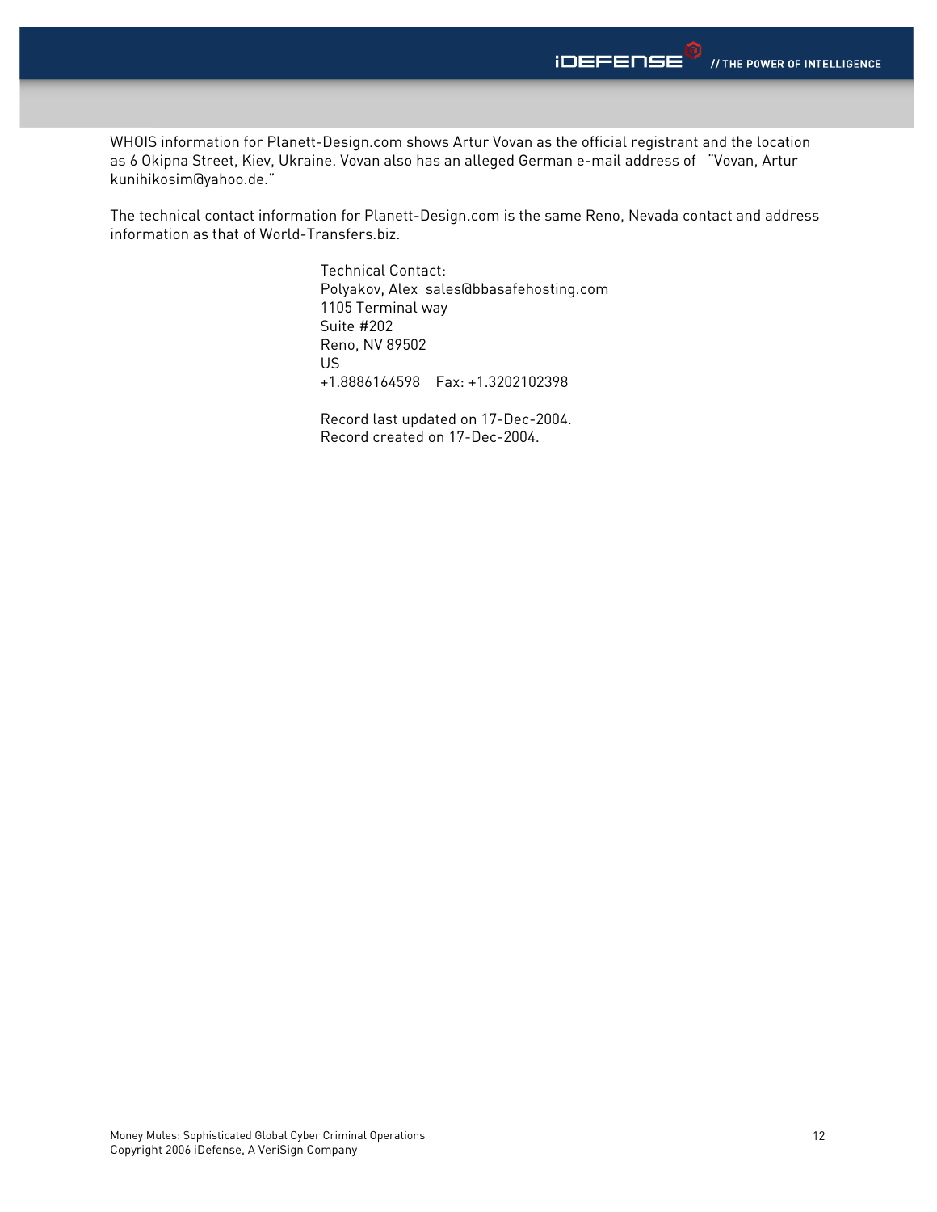WHOIS information for Planett-Design.com shows Artur Vovan as the official registrant and the location as 6 Okipna Street, Kiev, Ukraine. Vovan also has an alleged German e-mail address of "Vovan, Artur kunihikosim@yahoo.de."

The technical contact information for Planett-Design.com is the same Reno, Nevada contact and address information as that of World-Transfers.biz.

> Technical Contact:
> Polyakov, Alex sales@bbasafehosting.com
> 1105 Terminal way
> Suite #202
> Reno, NV 89502
> US
> +1.8886164598 Fax: +1.3202102398
>
> Record last updated on 17-Dec-2004.
> Record created on 17-Dec-2004.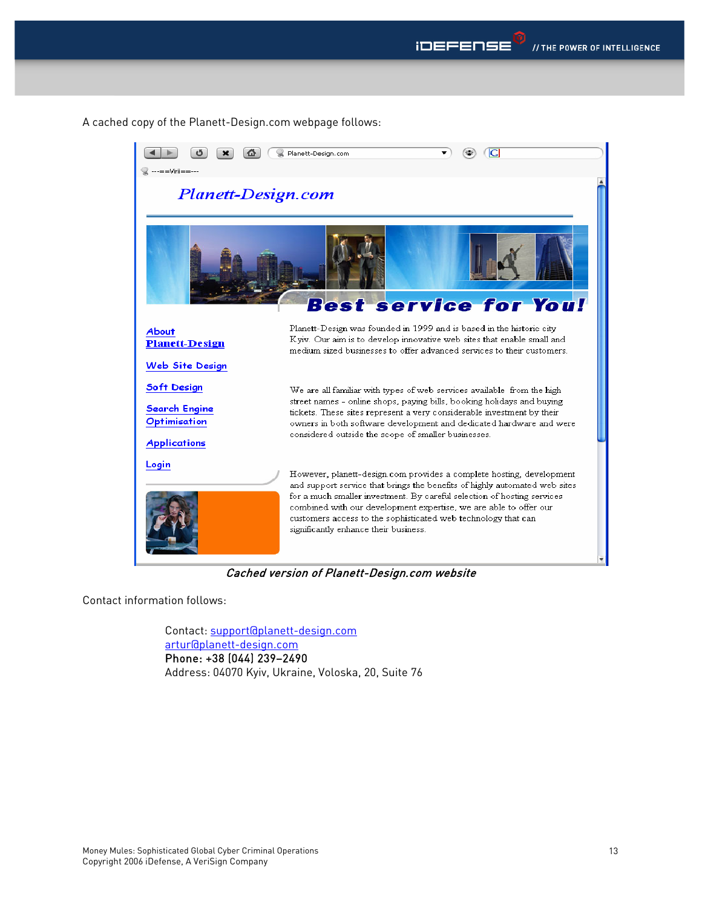A cached copy of the Planett-Design.com webpage follows:

Planett-Design.com

Best service for You!

About Planett-Design

Web Site Design

Soft Design

Search Engine Optimisation

Applications

Login

Planett-Design was founded in 1999 and is based in the historic city Kyiv. Our aim is to develop innovative web sites that enable small and medium sized businesses to offer advanced services to their customers.

We are all familiar with types of web services available from the high street names - online shops, paying bills, booking holidays and buying tickets. These sites represent a very considerable investment by their owners in both software development and dedicated hardware and were considered outside the scope of smaller businesses.

However, planett-design.com provides a complete hosting, development and support service that brings the benefits of highly automated web sites for a much smaller investment. By careful selection of hosting services combined with our development expertise, we are able to offer our customers access to the sophisticated web technology that can significantly enhance their business.

*Cached version of Planett-Design.com website*

Contact information follows:

Contact: support@planett-design.com
artur@planett-design.com
**Phone: +38 (044) 239-2490**
Address: 04070 Kyiv, Ukraine, Voloska, 20, Suite 76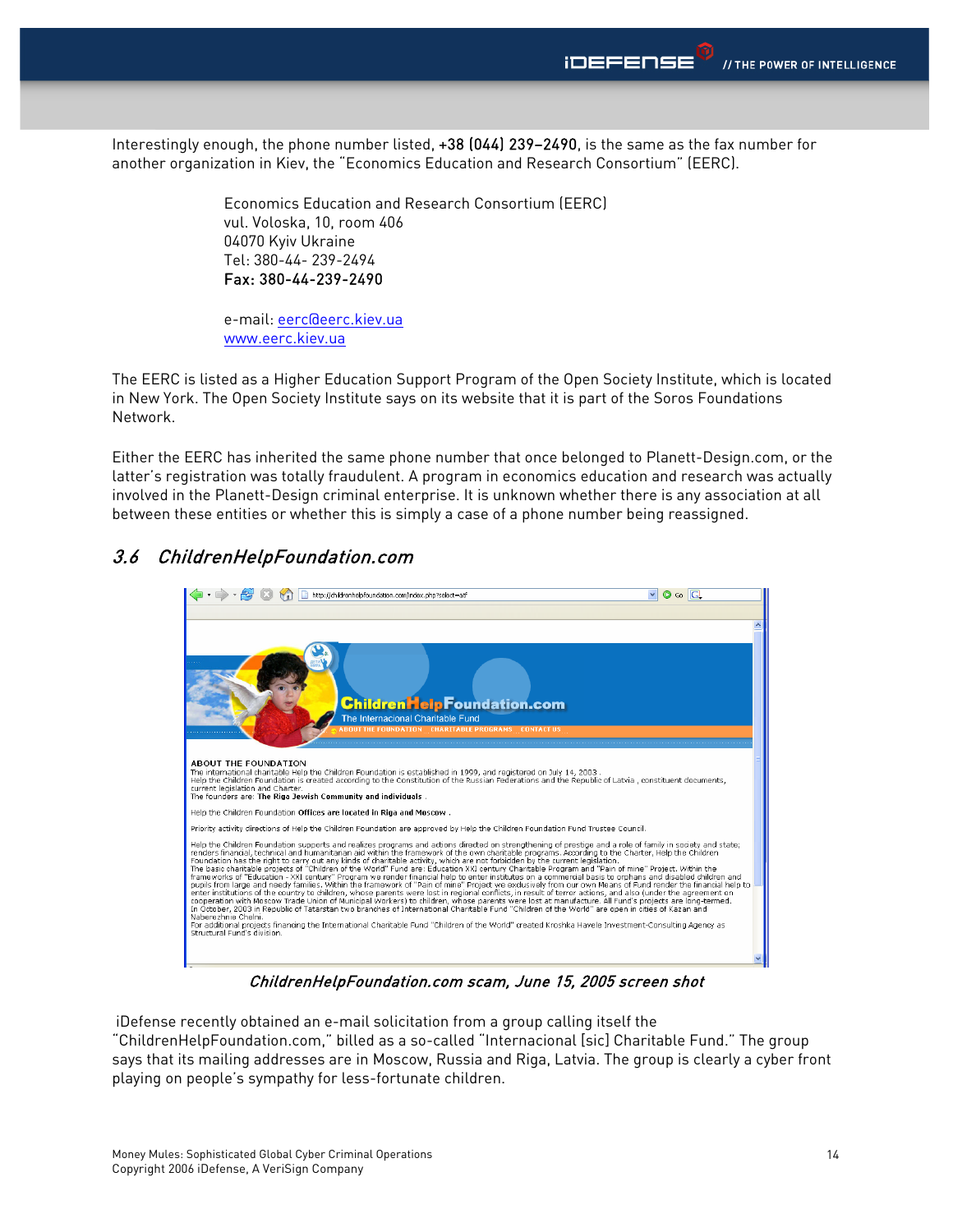Interestingly enough, the phone number listed, **+38 (044) 239-2490**, is the same as the fax number for another organization in Kiev, the "Economics Education and Research Consortium" (EERC).

> Economics Education and Research Consortium (EERC)
> vul. Voloska, 10, room 406
> 04070 Kyiv Ukraine
> Tel: 380-44- 239-2494
> **Fax: 380-44-239-2490**
>
> e-mail: eerc@eerc.kiev.ua
> www.eerc.kiev.ua

The EERC is listed as a Higher Education Support Program of the Open Society Institute, which is located in New York. The Open Society Institute says on its website that it is part of the Soros Foundations Network.

Either the EERC has inherited the same phone number that once belonged to Planett-Design.com, or the latter's registration was totally fraudulent. A program in economics education and research was actually involved in the Planett-Design criminal enterprise. It is unknown whether there is any association at all between these entities or whether this is simply a case of a phone number being reassigned.

## *3.6 ChildrenHelpFoundation.com*

*ChildrenHelpFoundation.com scam, June 15, 2005 screen shot*

iDefense recently obtained an e-mail solicitation from a group calling itself the "ChildrenHelpFoundation.com," billed as a so-called "Internacional [sic] Charitable Fund." The group says that its mailing addresses are in Moscow, Russia and Riga, Latvia. The group is clearly a cyber front playing on people's sympathy for less-fortunate children.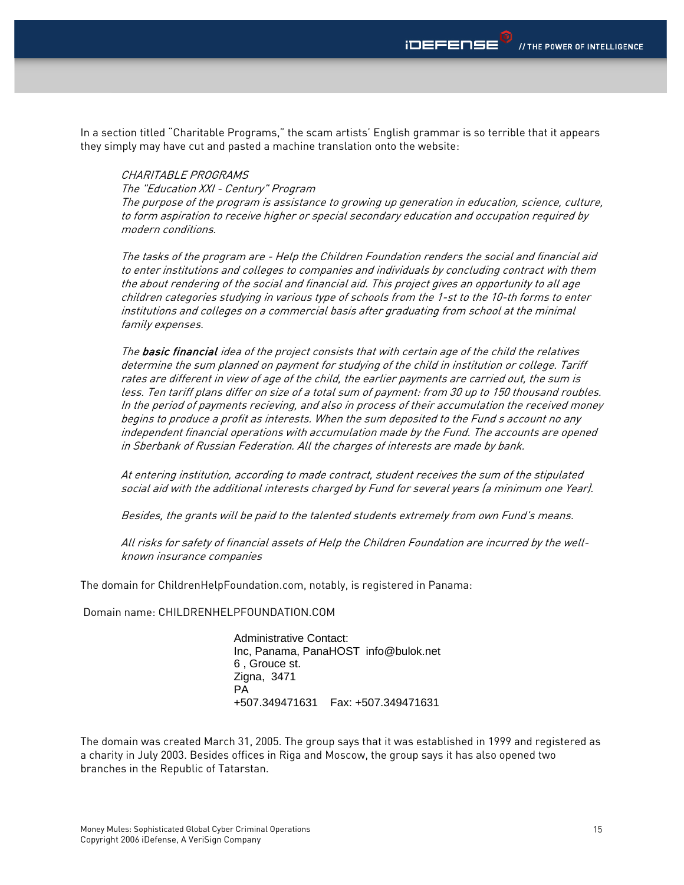In a section titled "Charitable Programs," the scam artists' English grammar is so terrible that it appears they simply may have cut and pasted a machine translation onto the website:

> *CHARITABLE PROGRAMS*
> *The "Education XXI - Century" Program*
> *The purpose of the program is assistance to growing up generation in education, science, culture, to form aspiration to receive higher or special secondary education and occupation required by modern conditions.*
>
> *The tasks of the program are - Help the Children Foundation renders the social and financial aid to enter institutions and colleges to companies and individuals by concluding contract with them the about rendering of the social and financial aid. This project gives an opportunity to all age children categories studying in various type of schools from the 1-st to the 10-th forms to enter institutions and colleges on a commercial basis after graduating from school at the minimal family expenses.*
>
> *The* ***basic financial*** *idea of the project consists that with certain age of the child the relatives determine the sum planned on payment for studying of the child in institution or college. Tariff rates are different in view of age of the child, the earlier payments are carried out, the sum is less. Ten tariff plans differ on size of a total sum of payment: from 30 up to 150 thousand roubles. In the period of payments recieving, and also in process of their accumulation the received money begins to produce a profit as interests. When the sum deposited to the Fund s account no any independent financial operations with accumulation made by the Fund. The accounts are opened in Sberbank of Russian Federation. All the charges of interests are made by bank.*
>
> *At entering institution, according to made contract, student receives the sum of the stipulated social aid with the additional interests charged by Fund for several years (a minimum one Year).*
>
> *Besides, the grants will be paid to the talented students extremely from own Fund's means.*
>
> *All risks for safety of financial assets of Help the Children Foundation are incurred by the well-known insurance companies*

The domain for ChildrenHelpFoundation.com, notably, is registered in Panama:

Domain name: CHILDRENHELPFOUNDATION.COM

```
Administrative Contact:
Inc, Panama, PanaHOST  info@bulok.net
6 , Grouce st.
Zigna,  3471
PA
+507.349471631    Fax: +507.349471631
```

The domain was created March 31, 2005. The group says that it was established in 1999 and registered as a charity in July 2003. Besides offices in Riga and Moscow, the group says it has also opened two branches in the Republic of Tatarstan.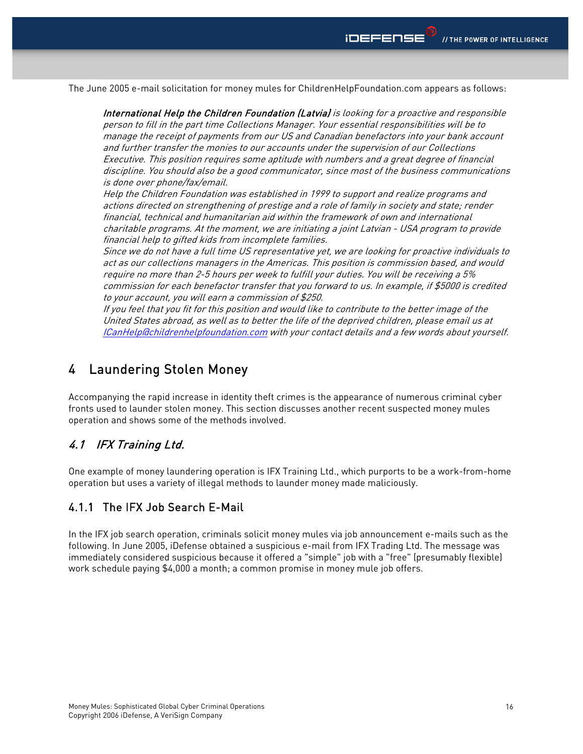The June 2005 e-mail solicitation for money mules for ChildrenHelpFoundation.com appears as follows:

> ***International Help the Children Foundation (Latvia)*** *is looking for a proactive and responsible person to fill in the part time Collections Manager. Your essential responsibilities will be to manage the receipt of payments from our US and Canadian benefactors into your bank account and further transfer the monies to our accounts under the supervision of our Collections Executive. This position requires some aptitude with numbers and a great degree of financial discipline. You should also be a good communicator, since most of the business communications is done over phone/fax/email.*
> *Help the Children Foundation was established in 1999 to support and realize programs and actions directed on strengthening of prestige and a role of family in society and state; render financial, technical and humanitarian aid within the framework of own and international charitable programs. At the moment, we are initiating a joint Latvian - USA program to provide financial help to gifted kids from incomplete families.*
> *Since we do not have a full time US representative yet, we are looking for proactive individuals to act as our collections managers in the Americas. This position is commission based, and would require no more than 2-5 hours per week to fulfill your duties. You will be receiving a 5% commission for each benefactor transfer that you forward to us. In example, if $5000 is credited to your account, you will earn a commission of $250.*
> *If you feel that you fit for this position and would like to contribute to the better image of the United States abroad, as well as to better the life of the deprived children, please email us at [ICanHelp@childrenhelpfoundation.com](mailto:ICanHelp@childrenhelpfoundation.com) with your contact details and a few words about yourself.*

# 4 Laundering Stolen Money

Accompanying the rapid increase in identity theft crimes is the appearance of numerous criminal cyber fronts used to launder stolen money. This section discusses another recent suspected money mules operation and shows some of the methods involved.

## *4.1 IFX Training Ltd.*

One example of money laundering operation is IFX Training Ltd., which purports to be a work-from-home operation but uses a variety of illegal methods to launder money made maliciously.

### 4.1.1 The IFX Job Search E-Mail

In the IFX job search operation, criminals solicit money mules via job announcement e-mails such as the following. In June 2005, iDefense obtained a suspicious e-mail from IFX Trading Ltd. The message was immediately considered suspicious because it offered a "simple" job with a "free" (presumably flexible) work schedule paying $4,000 a month; a common promise in money mule job offers.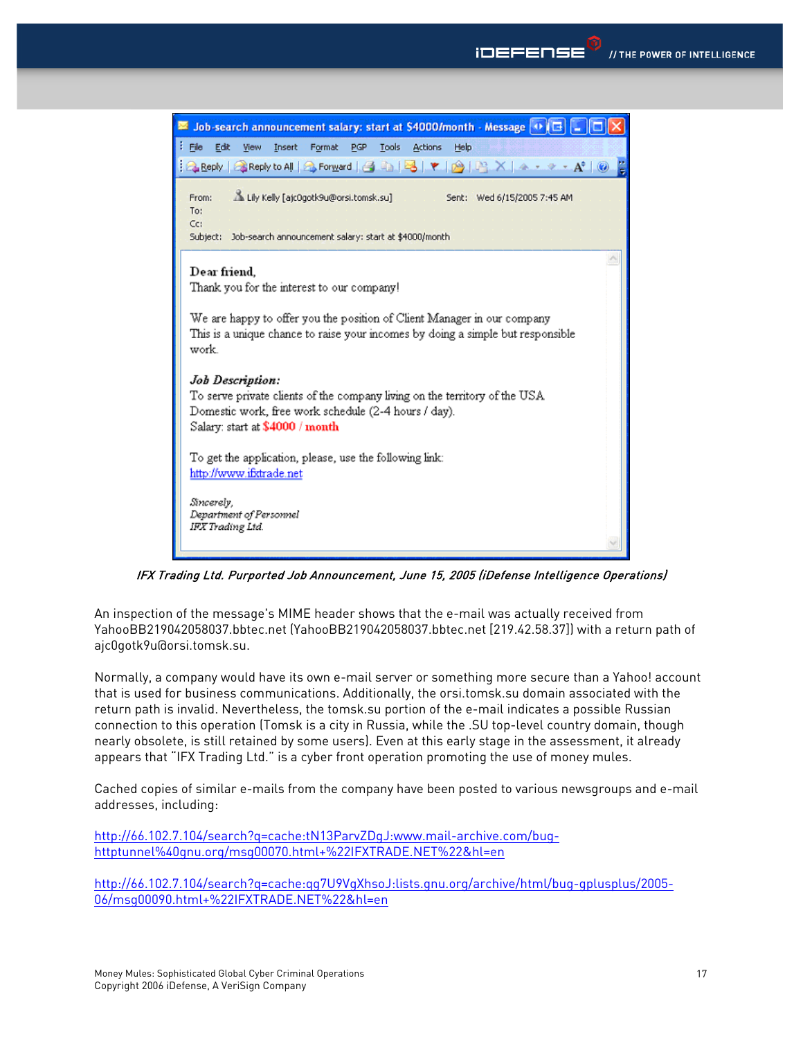Job-search announcement salary: start at $4000/month - Message

From: Lily Kelly [ajc0gotk9u@orsi.tomsk.su]    Sent: Wed 6/15/2005 7:45 AM
To:
Cc:
Subject: Job-search announcement salary: start at $4000/month

**Dear friend,**
Thank you for the interest to our company!

We are happy to offer you the position of Client Manager in our company
This is a unique chance to raise your incomes by doing a simple but responsible work.

***Job Description:***
To serve private clients of the company living on the territory of the USA
Domestic work, free work schedule (2-4 hours / day).
Salary: start at **$4000 / month**

To get the application, please, use the following link:
http://www.ifxtrade.net

*Sincerely,*
*Department of Personnel*
*IFX Trading Ltd.*

*IFX Trading Ltd. Purported Job Announcement, June 15, 2005 (iDefense Intelligence Operations)*

An inspection of the message's MIME header shows that the e-mail was actually received from YahooBB219042058037.bbtec.net (YahooBB219042058037.bbtec.net [219.42.58.37]) with a return path of ajc0gotk9u@orsi.tomsk.su.

Normally, a company would have its own e-mail server or something more secure than a Yahoo! account that is used for business communications. Additionally, the orsi.tomsk.su domain associated with the return path is invalid. Nevertheless, the tomsk.su portion of the e-mail indicates a possible Russian connection to this operation (Tomsk is a city in Russia, while the .SU top-level country domain, though nearly obsolete, is still retained by some users). Even at this early stage in the assessment, it already appears that "IFX Trading Ltd." is a cyber front operation promoting the use of money mules.

Cached copies of similar e-mails from the company have been posted to various newsgroups and e-mail addresses, including:

http://66.102.7.104/search?q=cache:tN13ParvZDgJ:www.mail-archive.com/bug-httptunnel%40gnu.org/msg00070.html+%22IFXTRADE.NET%22&hl=en

http://66.102.7.104/search?q=cache:qg7U9VgXhsoJ:lists.gnu.org/archive/html/bug-gplusplus/2005-06/msg00090.html+%22IFXTRADE.NET%22&hl=en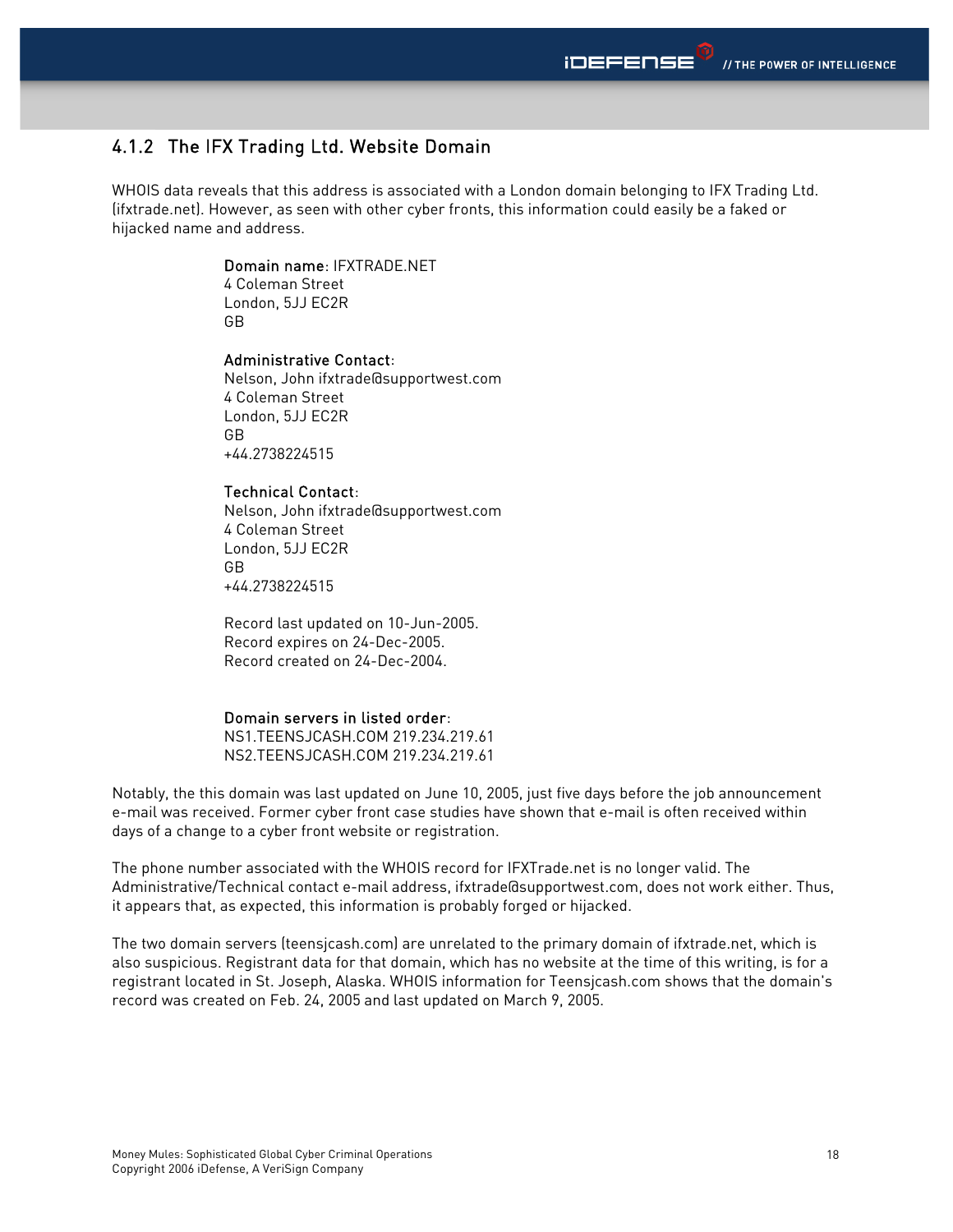### 4.1.2 The IFX Trading Ltd. Website Domain

WHOIS data reveals that this address is associated with a London domain belonging to IFX Trading Ltd. (ifxtrade.net). However, as seen with other cyber fronts, this information could easily be a faked or hijacked name and address.

**Domain name**: IFXTRADE.NET
4 Coleman Street
London, 5JJ EC2R
GB

**Administrative Contact**:
Nelson, John ifxtrade@supportwest.com
4 Coleman Street
London, 5JJ EC2R
GB
+44.2738224515

**Technical Contact**:
Nelson, John ifxtrade@supportwest.com
4 Coleman Street
London, 5JJ EC2R
GB
+44.2738224515

Record last updated on 10-Jun-2005.
Record expires on 24-Dec-2005.
Record created on 24-Dec-2004.

**Domain servers in listed order**:
NS1.TEENSJCASH.COM 219.234.219.61
NS2.TEENSJCASH.COM 219.234.219.61

Notably, the this domain was last updated on June 10, 2005, just five days before the job announcement e-mail was received. Former cyber front case studies have shown that e-mail is often received within days of a change to a cyber front website or registration.

The phone number associated with the WHOIS record for IFXTrade.net is no longer valid. The Administrative/Technical contact e-mail address, ifxtrade@supportwest.com, does not work either. Thus, it appears that, as expected, this information is probably forged or hijacked.

The two domain servers (teensjcash.com) are unrelated to the primary domain of ifxtrade.net, which is also suspicious. Registrant data for that domain, which has no website at the time of this writing, is for a registrant located in St. Joseph, Alaska. WHOIS information for Teensjcash.com shows that the domain's record was created on Feb. 24, 2005 and last updated on March 9, 2005.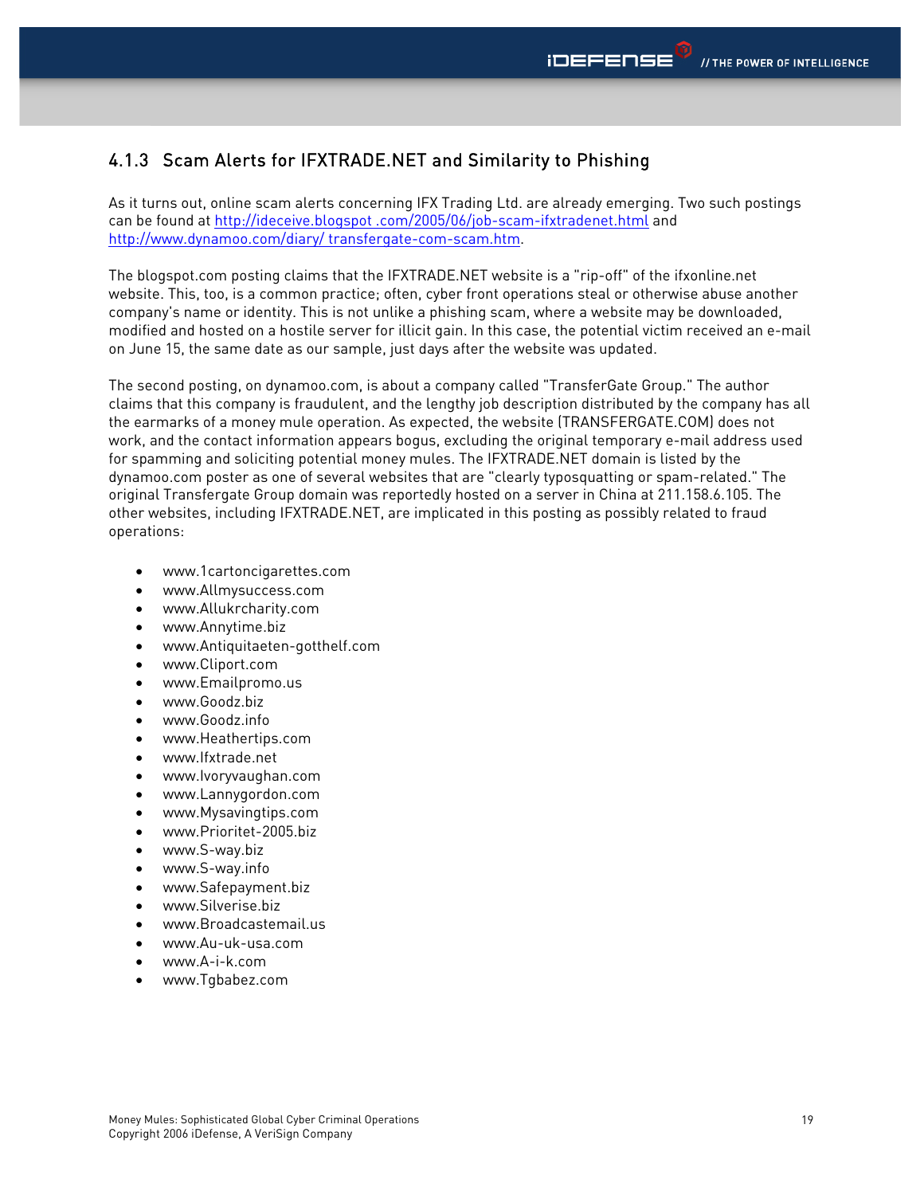### 4.1.3 Scam Alerts for IFXTRADE.NET and Similarity to Phishing

As it turns out, online scam alerts concerning IFX Trading Ltd. are already emerging. Two such postings can be found at http://ideceive.blogspot .com/2005/06/job-scam-ifxtradenet.html and http://www.dynamoo.com/diary/ transfergate-com-scam.htm.

The blogspot.com posting claims that the IFXTRADE.NET website is a "rip-off" of the ifxonline.net website. This, too, is a common practice; often, cyber front operations steal or otherwise abuse another company's name or identity. This is not unlike a phishing scam, where a website may be downloaded, modified and hosted on a hostile server for illicit gain. In this case, the potential victim received an e-mail on June 15, the same date as our sample, just days after the website was updated.

The second posting, on dynamoo.com, is about a company called "TransferGate Group." The author claims that this company is fraudulent, and the lengthy job description distributed by the company has all the earmarks of a money mule operation. As expected, the website (TRANSFERGATE.COM) does not work, and the contact information appears bogus, excluding the original temporary e-mail address used for spamming and soliciting potential money mules. The IFXTRADE.NET domain is listed by the dynamoo.com poster as one of several websites that are "clearly typosquatting or spam-related." The original Transfergate Group domain was reportedly hosted on a server in China at 211.158.6.105. The other websites, including IFXTRADE.NET, are implicated in this posting as possibly related to fraud operations:

- www.1cartoncigarettes.com
- www.Allmysuccess.com
- www.Allukrcharity.com
- www.Annytime.biz
- www.Antiquitaeten-gotthelf.com
- www.Cliport.com
- www.Emailpromo.us
- www.Goodz.biz
- www.Goodz.info
- www.Heathertips.com
- www.Ifxtrade.net
- www.Ivoryvaughan.com
- www.Lannygordon.com
- www.Mysavingtips.com
- www.Prioritet-2005.biz
- www.S-way.biz
- www.S-way.info
- www.Safepayment.biz
- www.Silverise.biz
- www.Broadcastemail.us
- www.Au-uk-usa.com
- www.A-i-k.com
- www.Tgbabez.com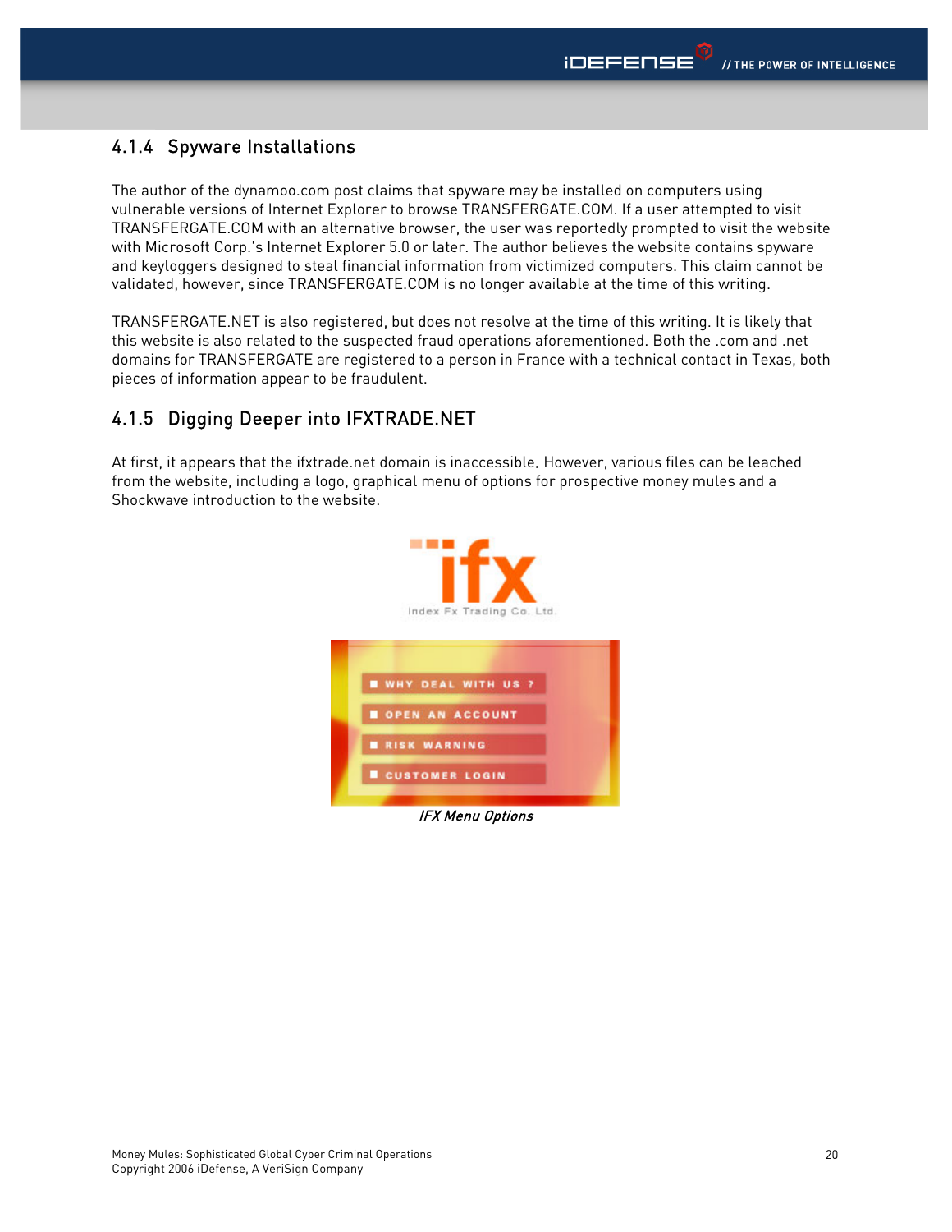### 4.1.4 Spyware Installations

The author of the dynamoo.com post claims that spyware may be installed on computers using vulnerable versions of Internet Explorer to browse TRANSFERGATE.COM. If a user attempted to visit TRANSFERGATE.COM with an alternative browser, the user was reportedly prompted to visit the website with Microsoft Corp.'s Internet Explorer 5.0 or later. The author believes the website contains spyware and keyloggers designed to steal financial information from victimized computers. This claim cannot be validated, however, since TRANSFERGATE.COM is no longer available at the time of this writing.

TRANSFERGATE.NET is also registered, but does not resolve at the time of this writing. It is likely that this website is also related to the suspected fraud operations aforementioned. Both the .com and .net domains for TRANSFERGATE are registered to a person in France with a technical contact in Texas, both pieces of information appear to be fraudulent.

### 4.1.5 Digging Deeper into IFXTRADE.NET

At first, it appears that the ifxtrade.net domain is inaccessible. However, various files can be leached from the website, including a logo, graphical menu of options for prospective money mules and a Shockwave introduction to the website.

*IFX Menu Options*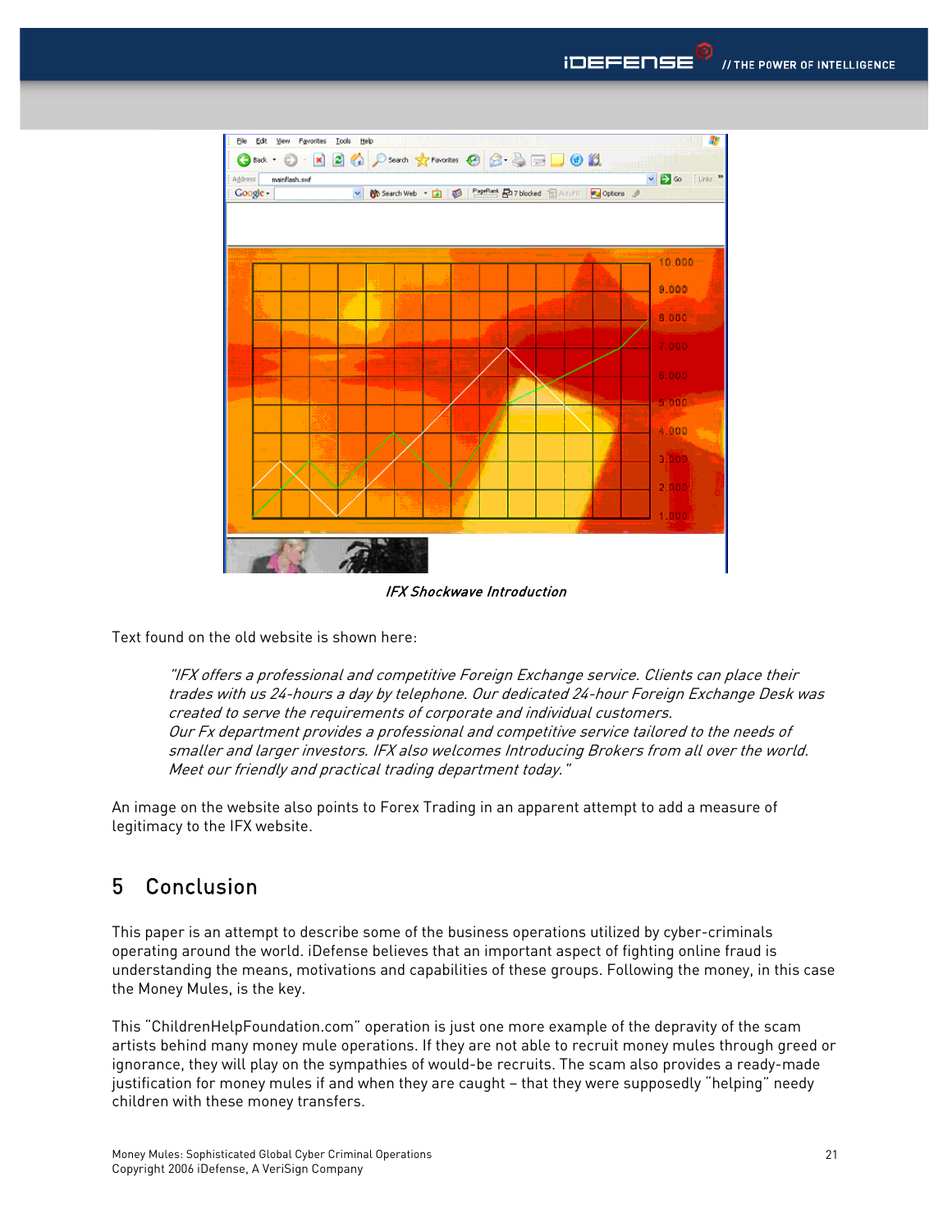*IFX Shockwave Introduction*

Text found on the old website is shown here:

> *"IFX offers a professional and competitive Foreign Exchange service. Clients can place their trades with us 24-hours a day by telephone. Our dedicated 24-hour Foreign Exchange Desk was created to serve the requirements of corporate and individual customers.*
> *Our Fx department provides a professional and competitive service tailored to the needs of smaller and larger investors. IFX also welcomes Introducing Brokers from all over the world. Meet our friendly and practical trading department today."*

An image on the website also points to Forex Trading in an apparent attempt to add a measure of legitimacy to the IFX website.

## 5 Conclusion

This paper is an attempt to describe some of the business operations utilized by cyber-criminals operating around the world. iDefense believes that an important aspect of fighting online fraud is understanding the means, motivations and capabilities of these groups. Following the money, in this case the Money Mules, is the key.

This "ChildrenHelpFoundation.com" operation is just one more example of the depravity of the scam artists behind many money mule operations. If they are not able to recruit money mules through greed or ignorance, they will play on the sympathies of would-be recruits. The scam also provides a ready-made justification for money mules if and when they are caught – that they were supposedly "helping" needy children with these money transfers.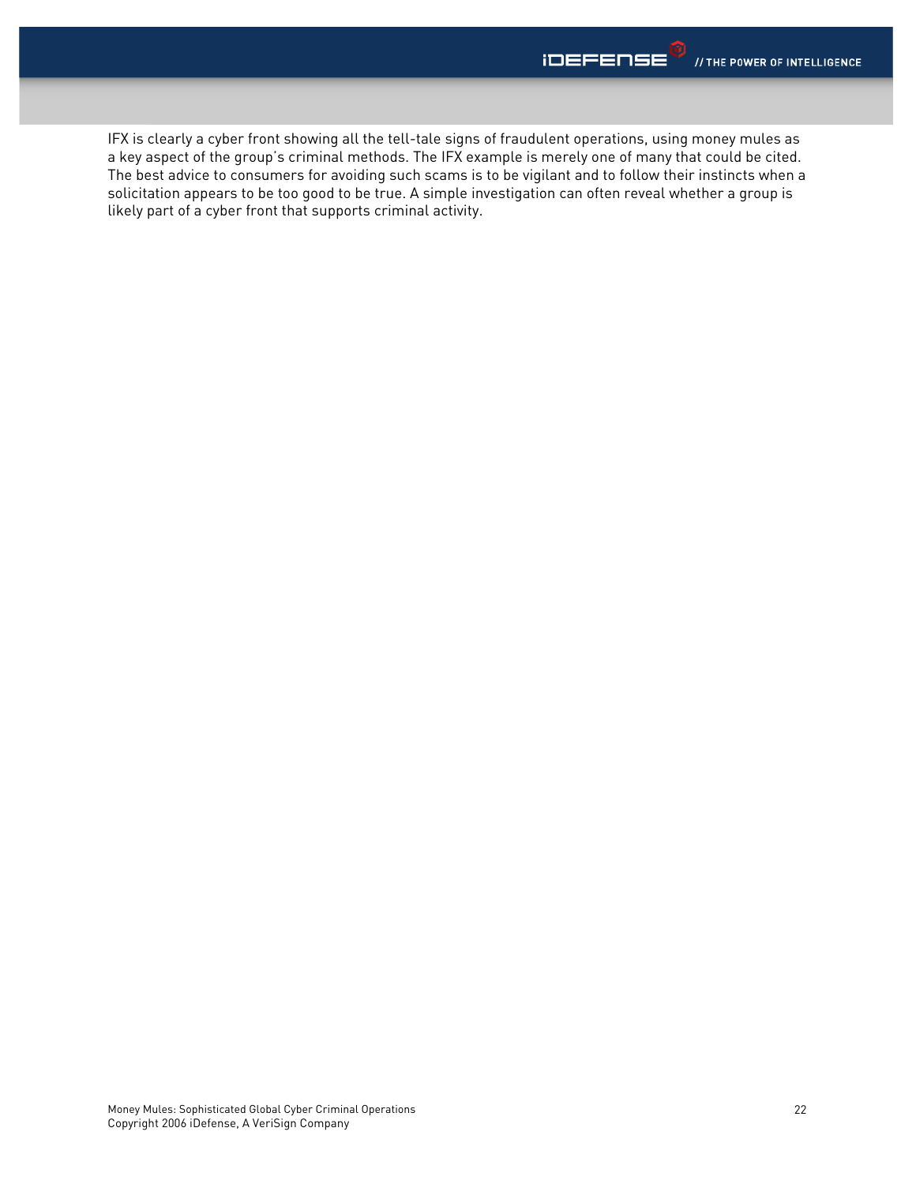IFX is clearly a cyber front showing all the tell-tale signs of fraudulent operations, using money mules as a key aspect of the group's criminal methods. The IFX example is merely one of many that could be cited. The best advice to consumers for avoiding such scams is to be vigilant and to follow their instincts when a solicitation appears to be too good to be true. A simple investigation can often reveal whether a group is likely part of a cyber front that supports criminal activity.